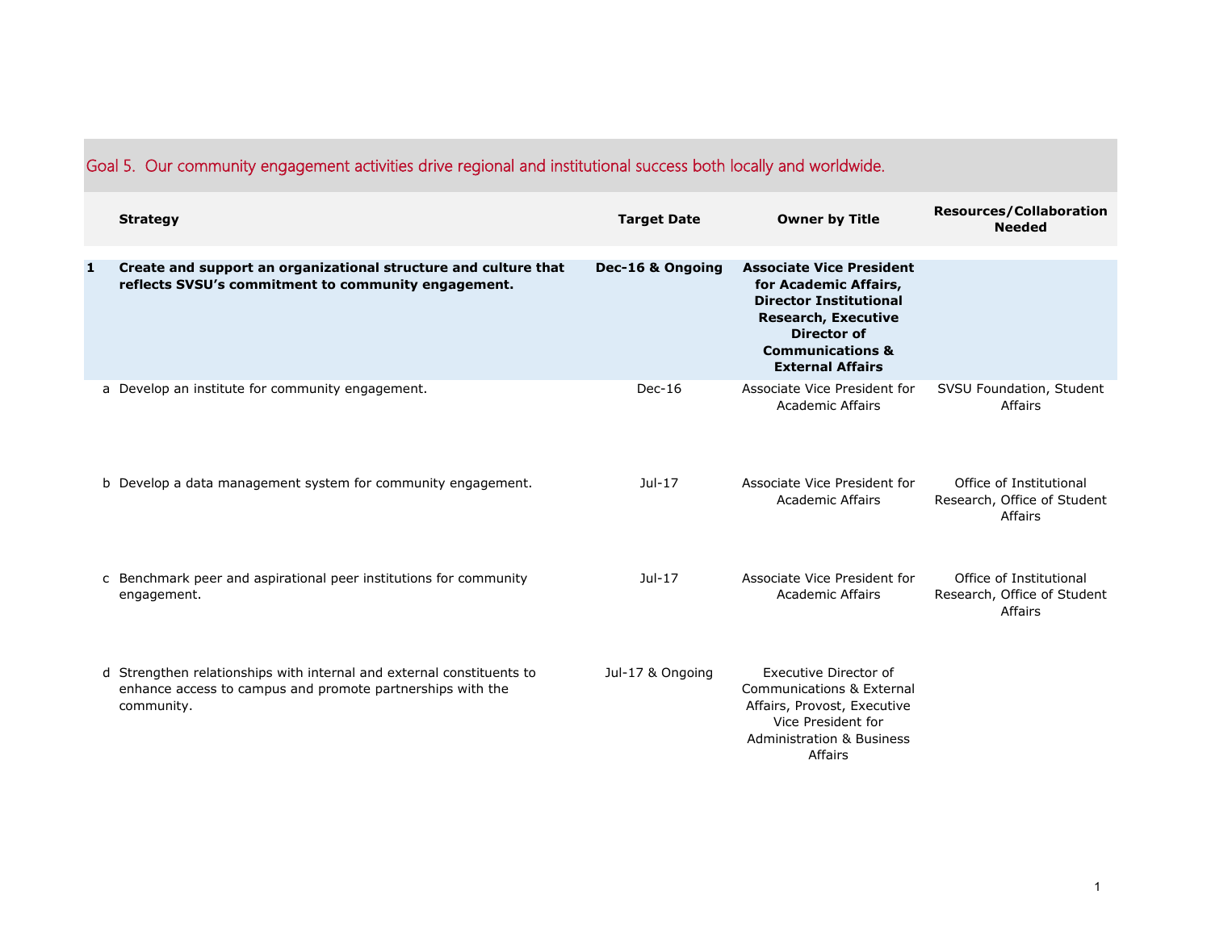## Goal 5. Our community engagement activities drive regional and institutional success both locally and worldwide.

| | Strategy | Target Date | Owner by Title | Resources/Collaboration Needed |
|---|---|---|---|---|
| **1** | **Create and support an organizational structure and culture that reflects SVSU's commitment to community engagement.** | **Dec-16 & Ongoing** | **Associate Vice President for Academic Affairs, Director Institutional Research, Executive Director of Communications & External Affairs** | |
| a | Develop an institute for community engagement. | Dec-16 | Associate Vice President for Academic Affairs | SVSU Foundation, Student Affairs |
| b | Develop a data management system for community engagement. | Jul-17 | Associate Vice President for Academic Affairs | Office of Institutional Research, Office of Student Affairs |
| c | Benchmark peer and aspirational peer institutions for community engagement. | Jul-17 | Associate Vice President for Academic Affairs | Office of Institutional Research, Office of Student Affairs |
| d | Strengthen relationships with internal and external constituents to enhance access to campus and promote partnerships with the community. | Jul-17 & Ongoing | Executive Director of Communications & External Affairs, Provost, Executive Vice President for Administration & Business Affairs | |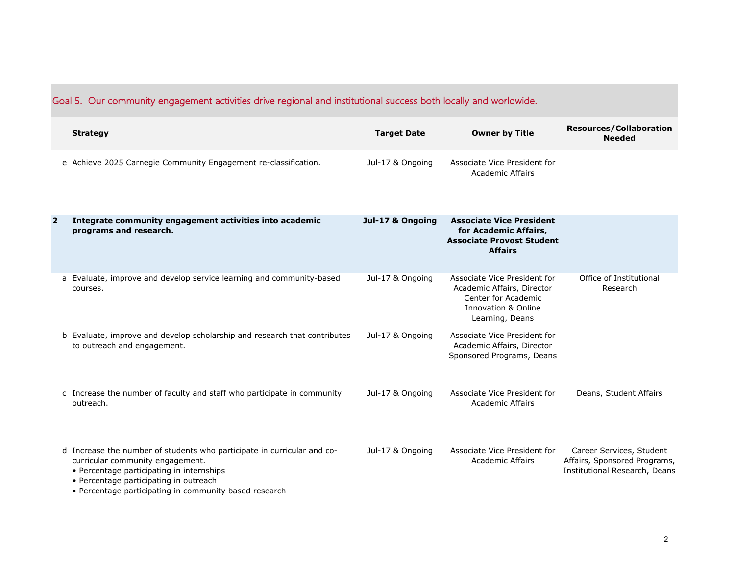## Goal 5. Our community engagement activities drive regional and institutional success both locally and worldwide.

| | Strategy | Target Date | Owner by Title | Resources/Collaboration Needed |
|---|---|---|---|---|
| e | Achieve 2025 Carnegie Community Engagement re-classification. | Jul-17 & Ongoing | Associate Vice President for Academic Affairs | |
| **2** | **Integrate community engagement activities into academic programs and research.** | **Jul-17 & Ongoing** | **Associate Vice President for Academic Affairs, Associate Provost Student Affairs** | |
| a | Evaluate, improve and develop service learning and community-based courses. | Jul-17 & Ongoing | Associate Vice President for Academic Affairs, Director Center for Academic Innovation & Online Learning, Deans | Office of Institutional Research |
| b | Evaluate, improve and develop scholarship and research that contributes to outreach and engagement. | Jul-17 & Ongoing | Associate Vice President for Academic Affairs, Director Sponsored Programs, Deans | |
| c | Increase the number of faculty and staff who participate in community outreach. | Jul-17 & Ongoing | Associate Vice President for Academic Affairs | Deans, Student Affairs |
| d | Increase the number of students who participate in curricular and co-curricular community engagement.<br>• Percentage participating in internships<br>• Percentage participating in outreach<br>• Percentage participating in community based research | Jul-17 & Ongoing | Associate Vice President for Academic Affairs | Career Services, Student Affairs, Sponsored Programs, Institutional Research, Deans |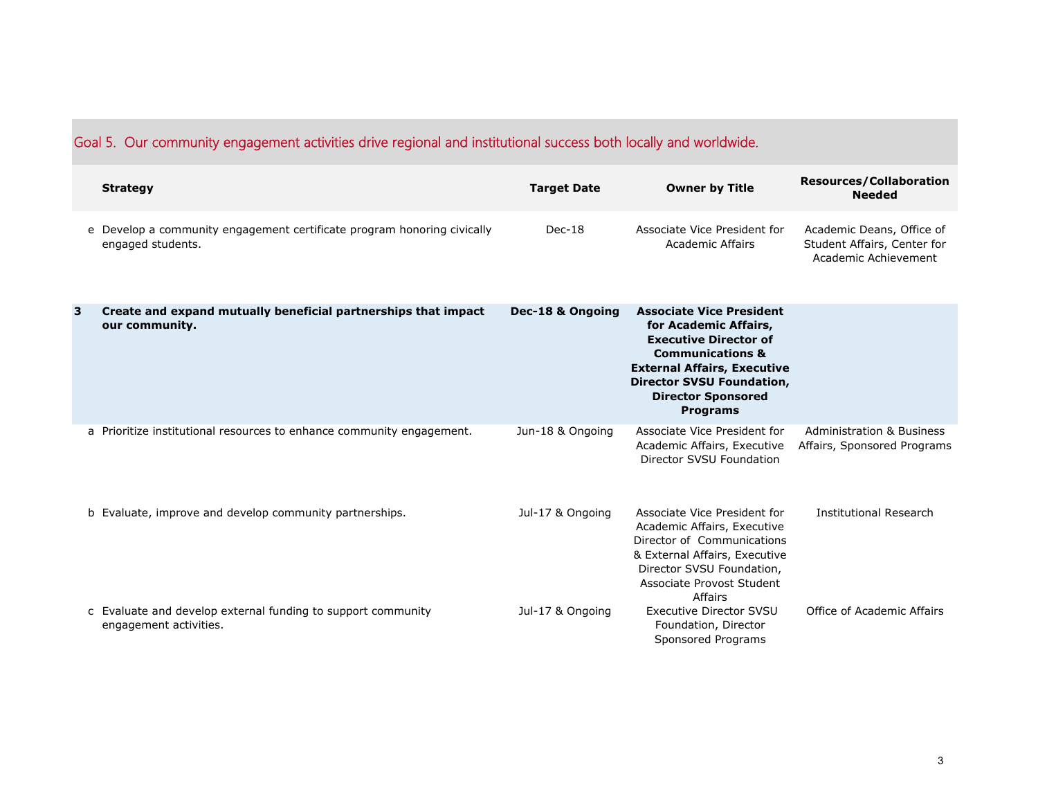## Goal 5. Our community engagement activities drive regional and institutional success both locally and worldwide.

| | Strategy | Target Date | Owner by Title | Resources/Collaboration Needed |
|---|---|---|---|---|
| e | Develop a community engagement certificate program honoring civically engaged students. | Dec-18 | Associate Vice President for Academic Affairs | Academic Deans, Office of Student Affairs, Center for Academic Achievement |
| **3** | **Create and expand mutually beneficial partnerships that impact our community.** | **Dec-18 & Ongoing** | **Associate Vice President for Academic Affairs, Executive Director of Communications & External Affairs, Executive Director SVSU Foundation, Director Sponsored Programs** | |
| a | Prioritize institutional resources to enhance community engagement. | Jun-18 & Ongoing | Associate Vice President for Academic Affairs, Executive Director SVSU Foundation | Administration & Business Affairs, Sponsored Programs |
| b | Evaluate, improve and develop community partnerships. | Jul-17 & Ongoing | Associate Vice President for Academic Affairs, Executive Director of Communications & External Affairs, Executive Director SVSU Foundation, Associate Provost Student Affairs | Institutional Research |
| c | Evaluate and develop external funding to support community engagement activities. | Jul-17 & Ongoing | Executive Director SVSU Foundation, Director Sponsored Programs | Office of Academic Affairs |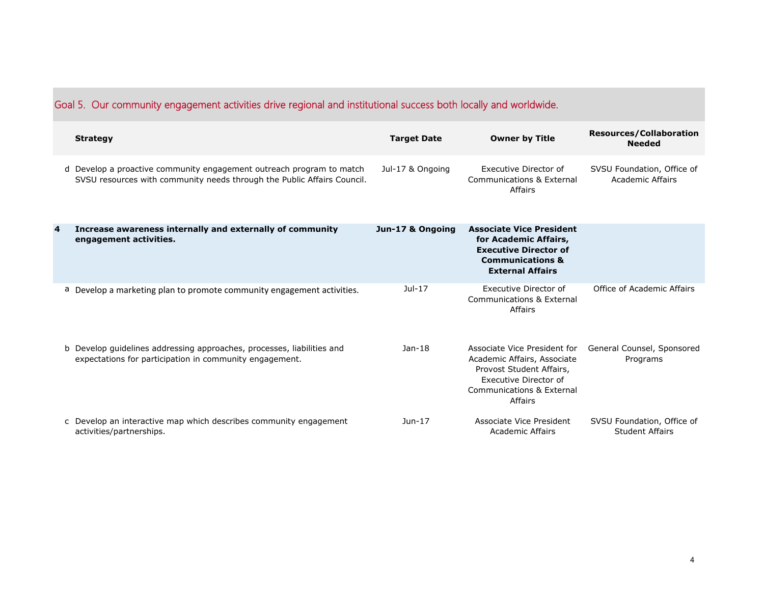## Goal 5. Our community engagement activities drive regional and institutional success both locally and worldwide.

| | Strategy | Target Date | Owner by Title | Resources/Collaboration Needed |
|---|---|---|---|---|
| d | Develop a proactive community engagement outreach program to match SVSU resources with community needs through the Public Affairs Council. | Jul-17 & Ongoing | Executive Director of Communications & External Affairs | SVSU Foundation, Office of Academic Affairs |
| **4** | **Increase awareness internally and externally of community engagement activities.** | **Jun-17 & Ongoing** | **Associate Vice President for Academic Affairs, Executive Director of Communications & External Affairs** | |
| a | Develop a marketing plan to promote community engagement activities. | Jul-17 | Executive Director of Communications & External Affairs | Office of Academic Affairs |
| b | Develop guidelines addressing approaches, processes, liabilities and expectations for participation in community engagement. | Jan-18 | Associate Vice President for Academic Affairs, Associate Provost Student Affairs, Executive Director of Communications & External Affairs | General Counsel, Sponsored Programs |
| c | Develop an interactive map which describes community engagement activities/partnerships. | Jun-17 | Associate Vice President Academic Affairs | SVSU Foundation, Office of Student Affairs |